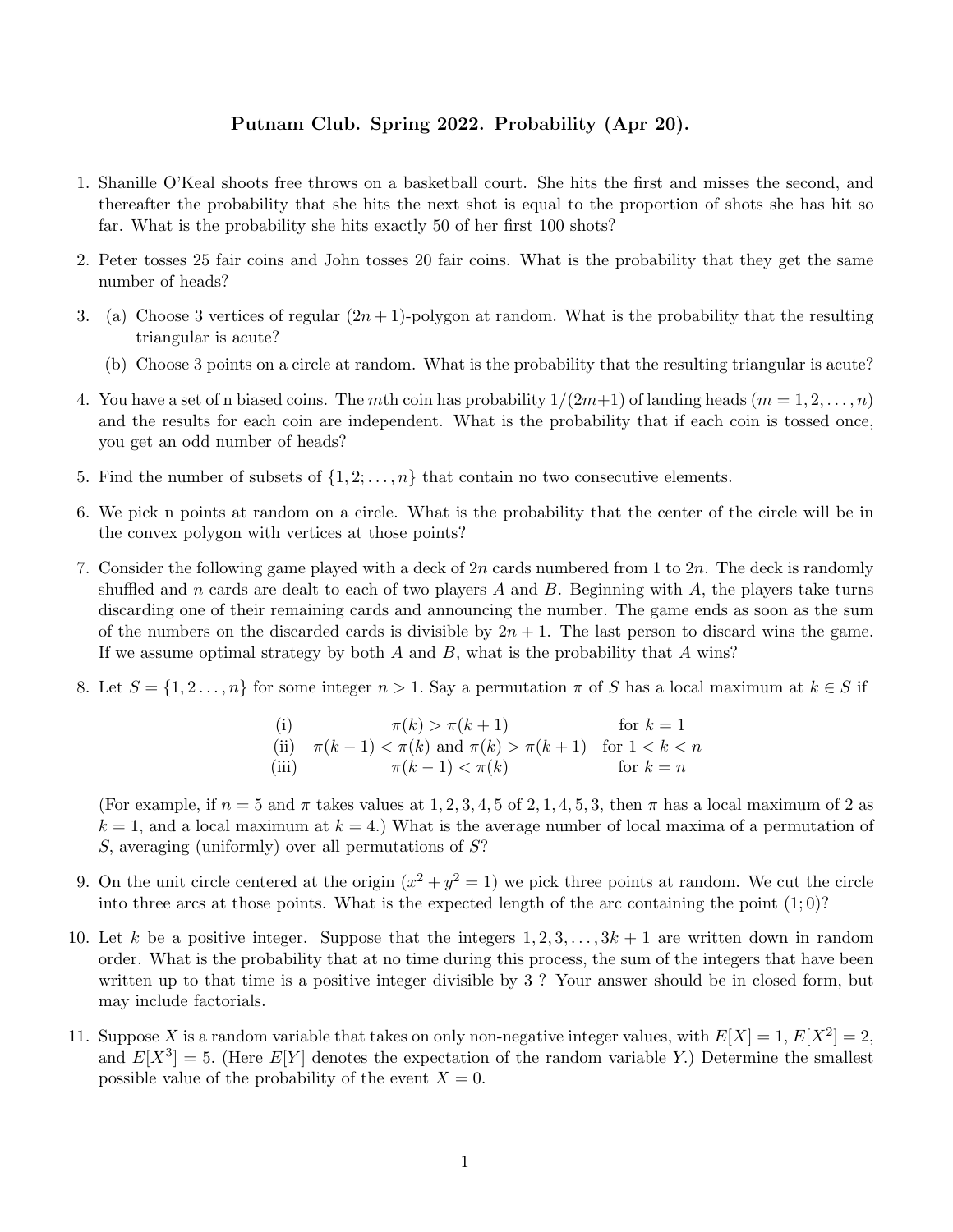# Putnam Club. Spring 2022. Probability (Apr 20).

1. Shanille O'Keal shoots free throws on a basketball court. She hits the first and misses the second, and thereafter the probability that she hits the next shot is equal to the proportion of shots she has hit so far. What is the probability she hits exactly 50 of her first 100 shots?

2. Peter tosses 25 fair coins and John tosses 20 fair coins. What is the probability that they get the same number of heads?

3. (a) Choose 3 vertices of regular $(2n+1)$-polygon at random. What is the probability that the resulting triangular is acute?

   (b) Choose 3 points on a circle at random. What is the probability that the resulting triangular is acute?

4. You have a set of n biased coins. The $m$th coin has probability $1/(2m+1)$ of landing heads $(m = 1, 2, \ldots, n)$ and the results for each coin are independent. What is the probability that if each coin is tossed once, you get an odd number of heads?

5. Find the number of subsets of $\{1, 2; \ldots, n\}$ that contain no two consecutive elements.

6. We pick n points at random on a circle. What is the probability that the center of the circle will be in the convex polygon with vertices at those points?

7. Consider the following game played with a deck of $2n$ cards numbered from 1 to $2n$. The deck is randomly shuffled and $n$ cards are dealt to each of two players $A$ and $B$. Beginning with $A$, the players take turns discarding one of their remaining cards and announcing the number. The game ends as soon as the sum of the numbers on the discarded cards is divisible by $2n+1$. The last person to discard wins the game. If we assume optimal strategy by both $A$ and $B$, what is the probability that $A$ wins?

8. Let $S = \{1, 2 \ldots, n\}$ for some integer $n > 1$. Say a permutation $\pi$ of $S$ has a local maximum at $k \in S$ if

$$
\begin{array}{lll}
\text{(i)} & \pi(k) > \pi(k+1) & \text{for } k = 1 \\
\text{(ii)} & \pi(k-1) < \pi(k) \text{ and } \pi(k) > \pi(k+1) & \text{for } 1 < k < n \\
\text{(iii)} & \pi(k-1) < \pi(k) & \text{for } k = n
\end{array}
$$

   (For example, if $n = 5$ and $\pi$ takes values at $1, 2, 3, 4, 5$ of $2, 1, 4, 5, 3$, then $\pi$ has a local maximum of 2 as $k = 1$, and a local maximum at $k = 4$.) What is the average number of local maxima of a permutation of $S$, averaging (uniformly) over all permutations of $S$?

9. On the unit circle centered at the origin $(x^2 + y^2 = 1)$ we pick three points at random. We cut the circle into three arcs at those points. What is the expected length of the arc containing the point $(1; 0)$?

10. Let $k$ be a positive integer. Suppose that the integers $1, 2, 3, \ldots, 3k+1$ are written down in random order. What is the probability that at no time during this process, the sum of the integers that have been written up to that time is a positive integer divisible by 3 ? Your answer should be in closed form, but may include factorials.

11. Suppose $X$ is a random variable that takes on only non-negative integer values, with $E[X] = 1$, $E[X^2] = 2$, and $E[X^3] = 5$. (Here $E[Y]$ denotes the expectation of the random variable $Y$.) Determine the smallest possible value of the probability of the event $X = 0$.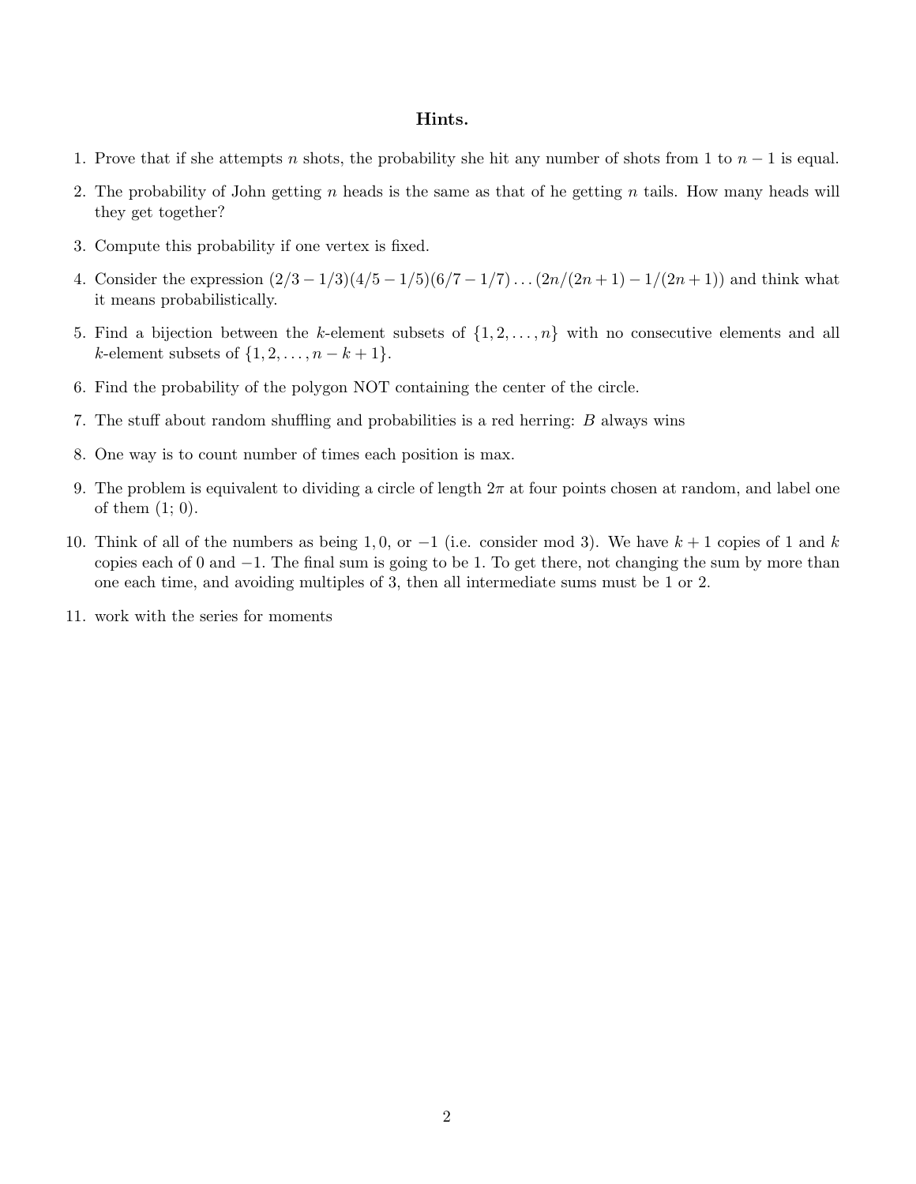## Hints.

1. Prove that if she attempts $n$ shots, the probability she hit any number of shots from 1 to $n-1$ is equal.

2. The probability of John getting $n$ heads is the same as that of he getting $n$ tails. How many heads will they get together?

3. Compute this probability if one vertex is fixed.

4. Consider the expression $(2/3 - 1/3)(4/5 - 1/5)(6/7 - 1/7)\ldots(2n/(2n+1) - 1/(2n+1))$ and think what it means probabilistically.

5. Find a bijection between the $k$-element subsets of $\{1, 2, \ldots, n\}$ with no consecutive elements and all $k$-element subsets of $\{1, 2, \ldots, n-k+1\}$.

6. Find the probability of the polygon NOT containing the center of the circle.

7. The stuff about random shuffling and probabilities is a red herring: $B$ always wins

8. One way is to count number of times each position is max.

9. The problem is equivalent to dividing a circle of length $2\pi$ at four points chosen at random, and label one of them $(1; 0)$.

10. Think of all of the numbers as being $1, 0$, or $-1$ (i.e. consider mod 3). We have $k+1$ copies of 1 and $k$ copies each of 0 and $-1$. The final sum is going to be 1. To get there, not changing the sum by more than one each time, and avoiding multiples of 3, then all intermediate sums must be 1 or 2.

11. work with the series for moments